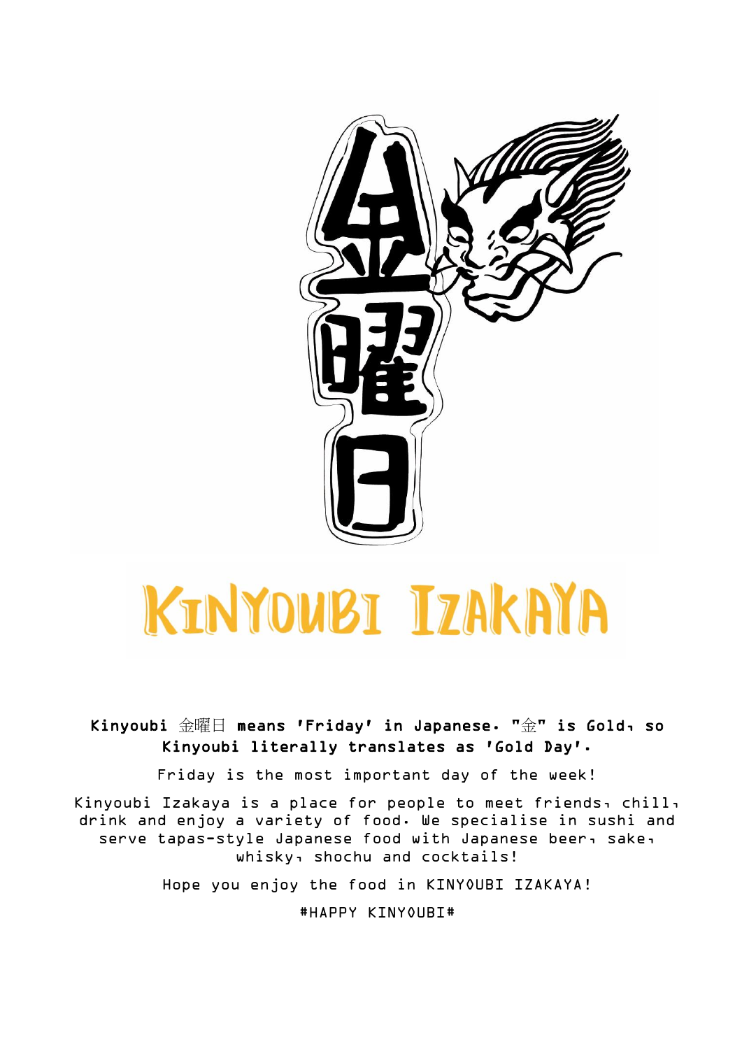金曜日

# KINYOUBI IZAKAYA

**Kinyoubi 金曜日 means 'Friday' in Japanese. "金" is Gold, so Kinyoubi literally translates as 'Gold Day'.**

Friday is the most important day of the week!

Kinyoubi Izakaya is a place for people to meet friends, chill, drink and enjoy a variety of food. We specialise in sushi and serve tapas-style Japanese food with Japanese beer, sake, whisky, shochu and cocktails!

Hope you enjoy the food in KINYOUBI IZAKAYA!

#HAPPY KINYOUBI#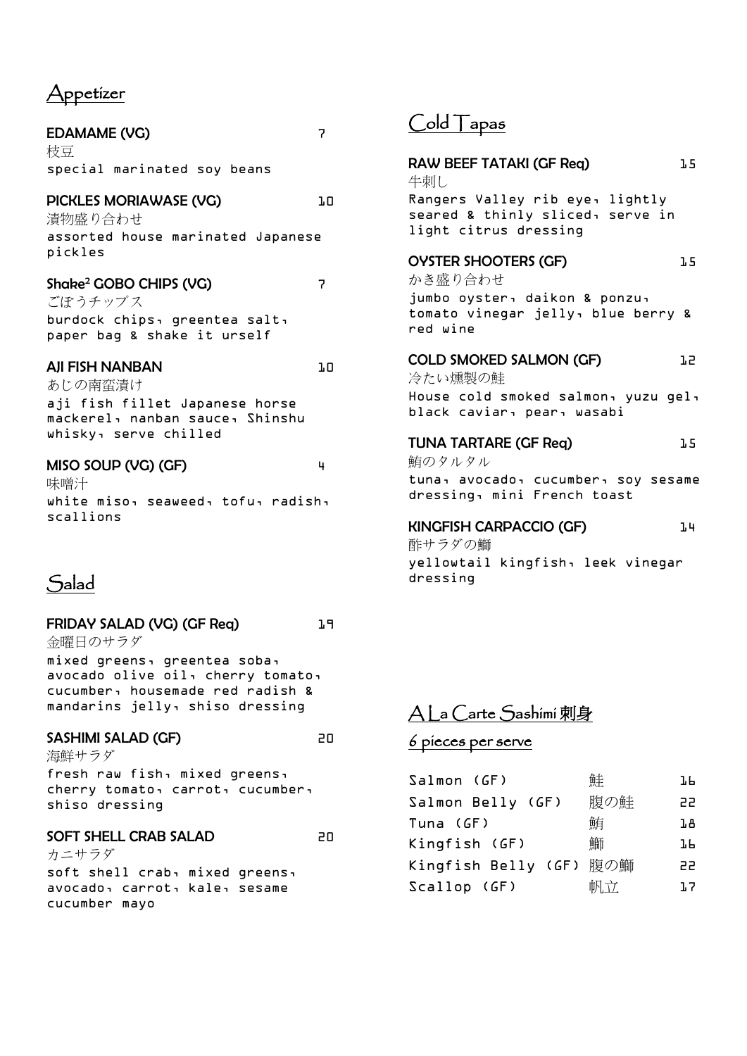## Appetizer

**EDAMAME (VG)** 7
枝豆
special marinated soy beans

**PICKLES MORIAWASE (VG)** 10
漬物盛り合わせ
assorted house marinated Japanese pickles

**Shake² GOBO CHIPS (VG)** 7
ごぼうチップス
burdock chips, greentea salt, paper bag & shake it urself

**AJI FISH NANBAN** 10
あじの南蛮漬け
aji fish fillet Japanese horse mackerel, nanban sauce, Shinshu whisky, serve chilled

**MISO SOUP (VG) (GF)** 4
味噌汁
white miso, seaweed, tofu, radish, scallions

## Salad

**FRIDAY SALAD (VG) (GF Req)** 19
金曜日のサラダ
mixed greens, greentea soba, avocado olive oil, cherry tomato, cucumber, housemade red radish & mandarins jelly, shiso dressing

**SASHIMI SALAD (GF)** 20
海鮮サラダ
fresh raw fish, mixed greens, cherry tomato, carrot, cucumber, shiso dressing

**SOFT SHELL CRAB SALAD** 20
カニサラダ
soft shell crab, mixed greens, avocado, carrot, kale, sesame cucumber mayo

## Cold Tapas

**RAW BEEF TATAKI (GF Req)** 15
牛刺し
Rangers Valley rib eye, lightly seared & thinly sliced, serve in light citrus dressing

**OYSTER SHOOTERS (GF)** 15
かき盛り合わせ
jumbo oyster, daikon & ponzu, tomato vinegar jelly, blue berry & red wine

**COLD SMOKED SALMON (GF)** 12
冷たい燻製の鮭
House cold smoked salmon, yuzu gel, black caviar, pear, wasabi

**TUNA TARTARE (GF Req)** 15
鮪のタルタル
tuna, avocado, cucumber, soy sesame dressing, mini French toast

**KINGFISH CARPACCIO (GF)** 14
酢サラダの鰤
yellowtail kingfish, leek vinegar dressing

## A La Carte Sashimi 刺身

6 pieces per serve

| | | |
|---|---|---|
| Salmon (GF) | 鮭 | 16 |
| Salmon Belly (GF) | 腹の鮭 | 22 |
| Tuna (GF) | 鮪 | 18 |
| Kingfish (GF) | 鰤 | 16 |
| Kingfish Belly (GF) | 腹の鰤 | 22 |
| Scallop (GF) | 帆立 | 17 |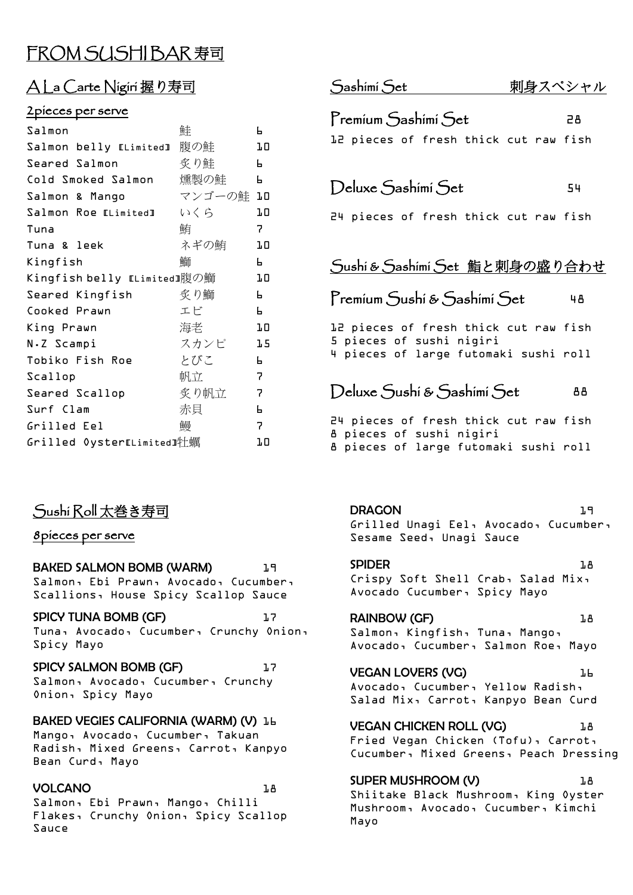# FROM SUSHI BAR 寿司

## A La Carte Nigiri 握り寿司

2pieces per serve

| | | |
|---|---|---|
| Salmon | 鮭 | 6 |
| Salmon belly [Limited] | 腹の鮭 | 10 |
| Seared Salmon | 炙り鮭 | 6 |
| Cold Smoked Salmon | 燻製の鮭 | 6 |
| Salmon & Mango | マンゴーの鮭 | 10 |
| Salmon Roe [Limited] | いくら | 10 |
| Tuna | 鮪 | 7 |
| Tuna & leek | ネギの鮪 | 10 |
| Kingfish | 鰤 | 6 |
| Kingfish belly [Limited] | 腹の鰤 | 10 |
| Seared Kingfish | 炙り鰤 | 6 |
| Cooked Prawn | エビ | 6 |
| King Prawn | 海老 | 10 |
| N.Z Scampi | スカンピ | 15 |
| Tobiko Fish Roe | とびこ | 6 |
| Scallop | 帆立 | 7 |
| Seared Scallop | 炙り帆立 | 7 |
| Surf Clam | 赤貝 | 6 |
| Grilled Eel | 鰻 | 7 |
| Grilled Oyster [Limited] | 牡蠣 | 10 |

## Sashimi Set 刺身スペシャル

**Premium Sashimi Set** 28

12 pieces of fresh thick cut raw fish

**Deluxe Sashimi Set** 54

24 pieces of fresh thick cut raw fish

## Sushi & Sashimi Set 鮨と刺身の盛り合わせ

**Premium Sushi & Sashimi Set** 48

12 pieces of fresh thick cut raw fish
5 pieces of sushi nigiri
4 pieces of large futomaki sushi roll

**Deluxe Sushi & Sashimi Set** 88

24 pieces of fresh thick cut raw fish
8 pieces of sushi nigiri
8 pieces of large futomaki sushi roll

## Sushi Roll 太巻き寿司

8pieces per serve

**BAKED SALMON BOMB (WARM)** 19
Salmon, Ebi Prawn, Avocado, Cucumber, Scallions, House Spicy Scallop Sauce

**SPICY TUNA BOMB (GF)** 17
Tuna, Avocado, Cucumber, Crunchy Onion, Spicy Mayo

**SPICY SALMON BOMB (GF)** 17
Salmon, Avocado, Cucumber, Crunchy Onion, Spicy Mayo

**BAKED VEGIES CALIFORNIA (WARM) (V)** 16
Mango, Avocado, Cucumber, Takuan Radish, Mixed Greens, Carrot, Kanpyo Bean Curd, Mayo

**VOLCANO** 18
Salmon, Ebi Prawn, Mango, Chilli Flakes, Crunchy Onion, Spicy Scallop Sauce

**DRAGON** 19
Grilled Unagi Eel, Avocado, Cucumber, Sesame Seed, Unagi Sauce

**SPIDER** 18
Crispy Soft Shell Crab, Salad Mix, Avocado Cucumber, Spicy Mayo

**RAINBOW (GF)** 18
Salmon, Kingfish, Tuna, Mango, Avocado, Cucumber, Salmon Roe, Mayo

**VEGAN LOVERS (VG)** 16
Avocado, Cucumber, Yellow Radish, Salad Mix, Carrot, Kanpyo Bean Curd

**VEGAN CHICKEN ROLL (VG)** 18
Fried Vegan Chicken (Tofu), Carrot, Cucumber, Mixed Greens, Peach Dressing

**SUPER MUSHROOM (V)** 18
Shiitake Black Mushroom, King Oyster Mushroom, Avocado, Cucumber, Kimchi Mayo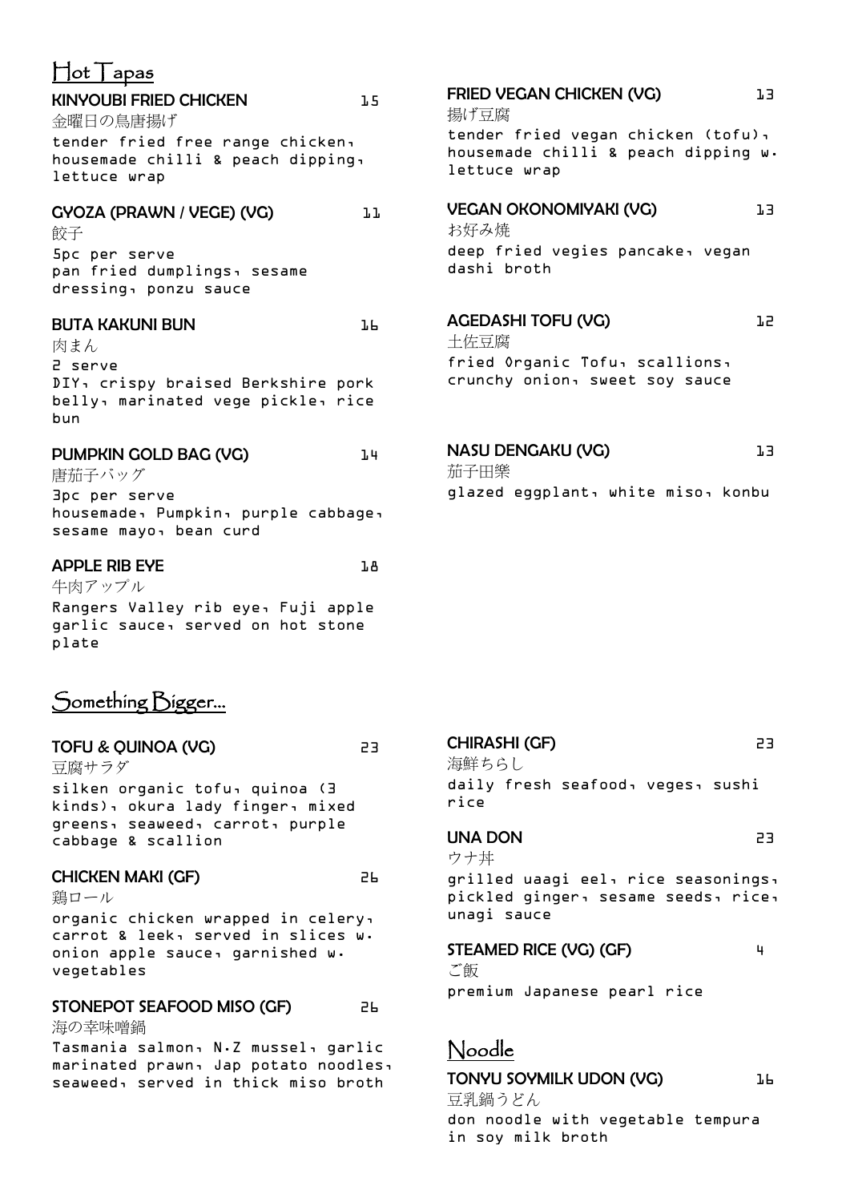## Hot Tapas

**KINYOUBI FRIED CHICKEN** 15
金曜日の鳥唐揚げ
tender fried free range chicken, housemade chilli & peach dipping, lettuce wrap

**GYOZA (PRAWN / VEGE) (VG)** 11
餃子
5pc per serve
pan fried dumplings, sesame dressing, ponzu sauce

**BUTA KAKUNI BUN** 16
肉まん
2 serve
DIY, crispy braised Berkshire pork belly, marinated vege pickle, rice bun

**PUMPKIN GOLD BAG (VG)** 14
唐茄子バッグ
3pc per serve
housemade, Pumpkin, purple cabbage, sesame mayo, bean curd

**APPLE RIB EYE** 18
牛肉アップル
Rangers Valley rib eye, Fuji apple garlic sauce, served on hot stone plate

**FRIED VEGAN CHICKEN (VG)** 13
揚げ豆腐
tender fried vegan chicken (tofu), housemade chilli & peach dipping w. lettuce wrap

**VEGAN OKONOMIYAKI (VG)** 13
お好み焼
deep fried vegies pancake, vegan dashi broth

**AGEDASHI TOFU (VG)** 12
土佐豆腐
fried Organic Tofu, scallions, crunchy onion, sweet soy sauce

**NASU DENGAKU (VG)** 13
茄子田樂
glazed eggplant, white miso, konbu

## Something Bigger...

**TOFU & QUINOA (VG)** 23
豆腐サラダ
silken organic tofu, quinoa (3 kinds), okura lady finger, mixed greens, seaweed, carrot, purple cabbage & scallion

**CHICKEN MAKI (GF)** 26
鶏ロール
organic chicken wrapped in celery, carrot & leek, served in slices w. onion apple sauce, garnished w. vegetables

**STONEPOT SEAFOOD MISO (GF)** 26
海の幸味噌鍋
Tasmania salmon, N.Z mussel, garlic marinated prawn, Jap potato noodles, seaweed, served in thick miso broth

**CHIRASHI (GF)** 23
海鮮ちらし
daily fresh seafood, veges, sushi rice

**UNA DON** 23
ウナ丼
grilled uaagi eel, rice seasonings, pickled ginger, sesame seeds, rice, unagi sauce

**STEAMED RICE (VG) (GF)** 4
ご飯
premium Japanese pearl rice

## Noodle

**TONYU SOYMILK UDON (VG)** 16
豆乳鍋うどん
don noodle with vegetable tempura in soy milk broth